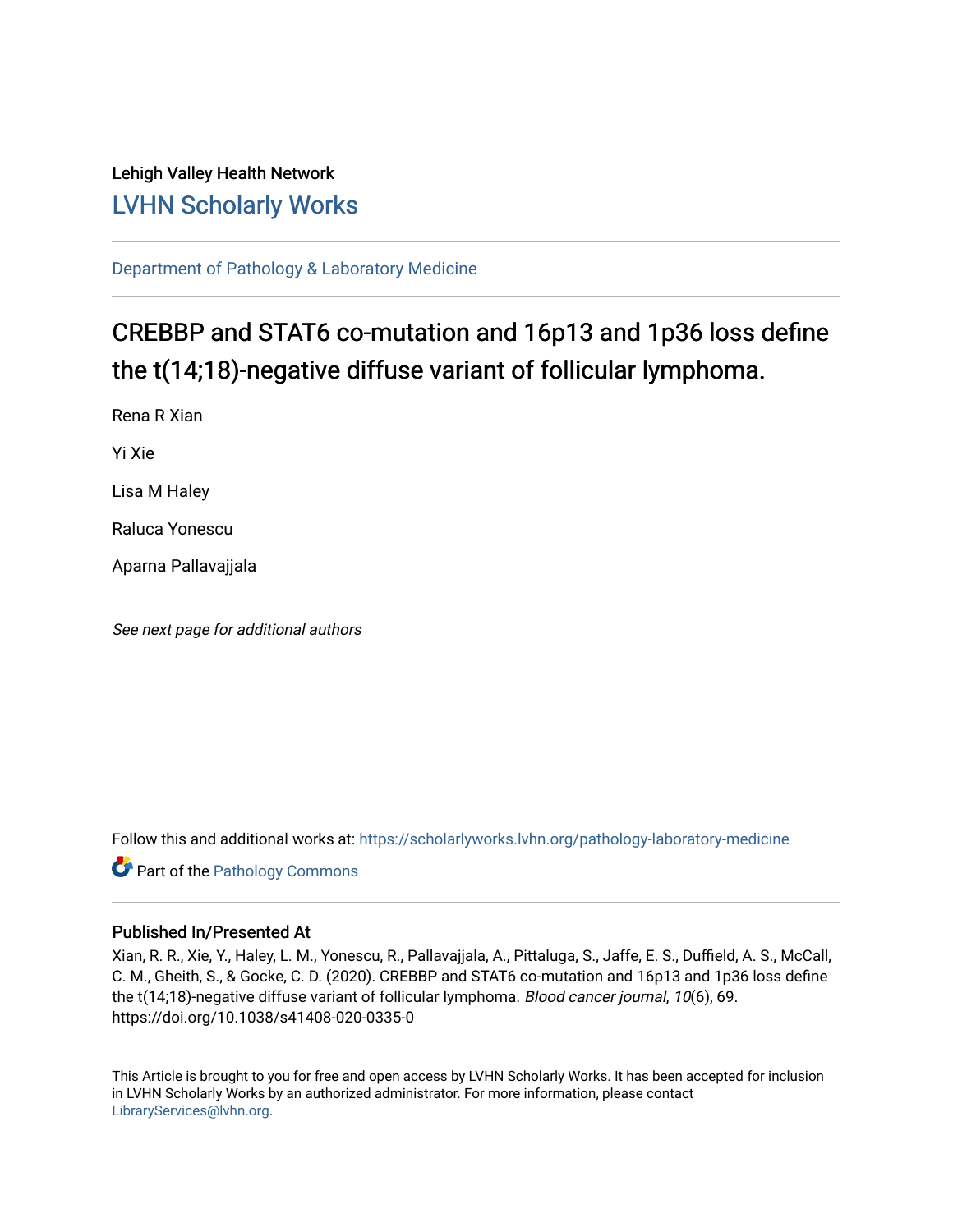Lehigh Valley Health Network

LVHN Scholarly Works

Department of Pathology & Laboratory Medicine

# CREBBP and STAT6 co-mutation and 16p13 and 1p36 loss define the t(14;18)-negative diffuse variant of follicular lymphoma.

Rena R Xian

Yi Xie

Lisa M Haley

Raluca Yonescu

Aparna Pallavajjala

*See next page for additional authors*

Follow this and additional works at: https://scholarlyworks.lvhn.org/pathology-laboratory-medicine

Part of the Pathology Commons

## Published In/Presented At

Xian, R. R., Xie, Y., Haley, L. M., Yonescu, R., Pallavajjala, A., Pittaluga, S., Jaffe, E. S., Duffield, A. S., McCall, C. M., Gheith, S., & Gocke, C. D. (2020). CREBBP and STAT6 co-mutation and 16p13 and 1p36 loss define the t(14;18)-negative diffuse variant of follicular lymphoma. *Blood cancer journal*, *10*(6), 69. https://doi.org/10.1038/s41408-020-0335-0

This Article is brought to you for free and open access by LVHN Scholarly Works. It has been accepted for inclusion in LVHN Scholarly Works by an authorized administrator. For more information, please contact LibraryServices@lvhn.org.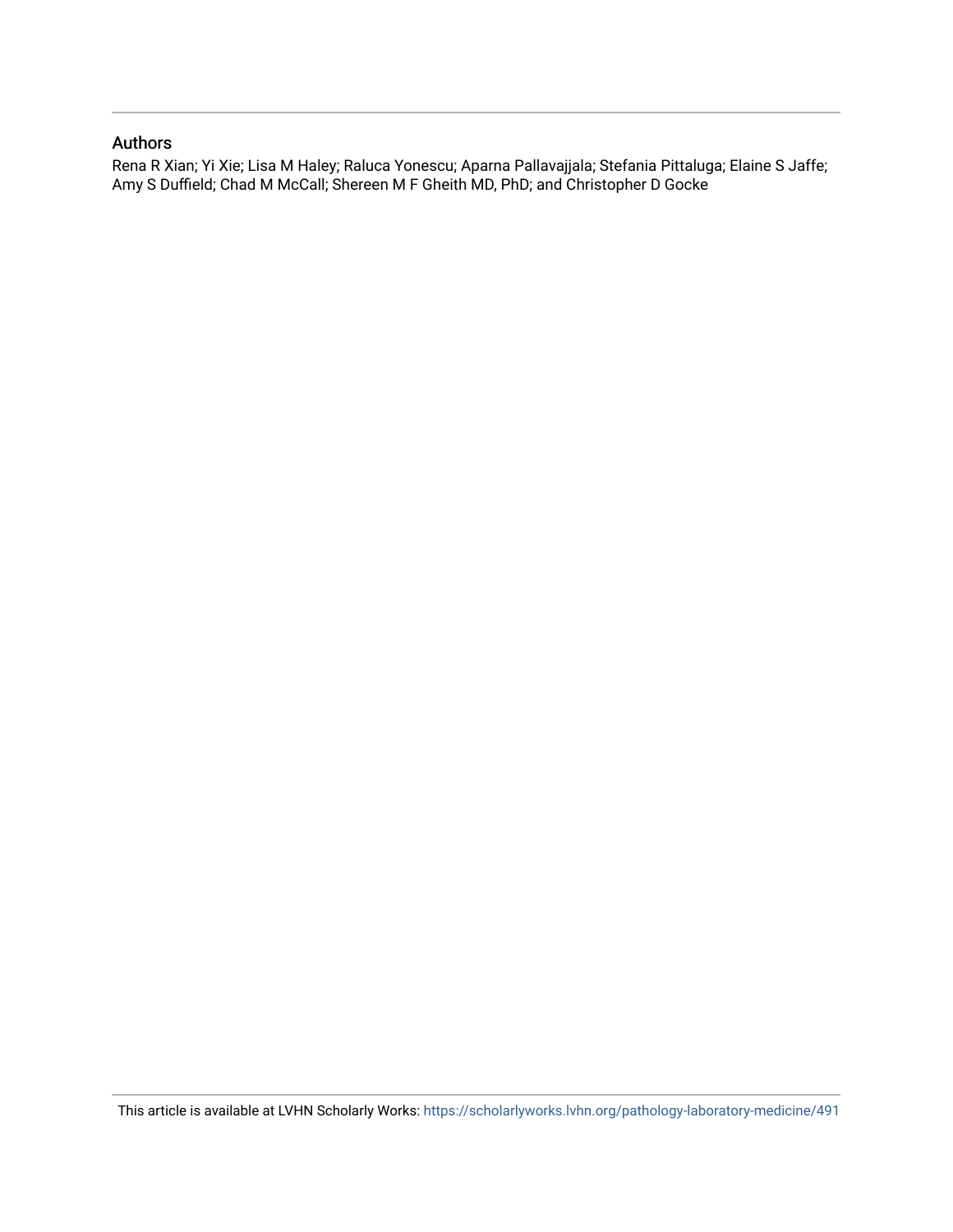## Authors

Rena R Xian; Yi Xie; Lisa M Haley; Raluca Yonescu; Aparna Pallavajjala; Stefania Pittaluga; Elaine S Jaffe; Amy S Duffield; Chad M McCall; Shereen M F Gheith MD, PhD; and Christopher D Gocke

This article is available at LVHN Scholarly Works: https://scholarlyworks.lvhn.org/pathology-laboratory-medicine/491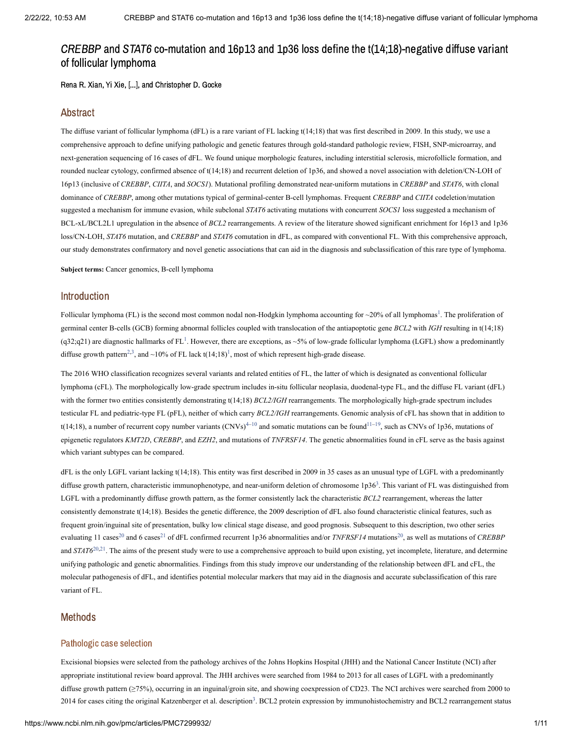# *CREBBP* and *STAT6* co-mutation and 16p13 and 1p36 loss define the t(14;18)-negative diffuse variant of follicular lymphoma

Rena R. Xian, Yi Xie, [...], and Christopher D. Gocke

## Abstract

The diffuse variant of follicular lymphoma (dFL) is a rare variant of FL lacking t(14;18) that was first described in 2009. In this study, we use a comprehensive approach to define unifying pathologic and genetic features through gold-standard pathologic review, FISH, SNP-microarray, and next-generation sequencing of 16 cases of dFL. We found unique morphologic features, including interstitial sclerosis, microfollicle formation, and rounded nuclear cytology, confirmed absence of t(14;18) and recurrent deletion of 1p36, and showed a novel association with deletion/CN-LOH of 16p13 (inclusive of *CREBBP*, *CIITA*, and *SOCS1*). Mutational profiling demonstrated near-uniform mutations in *CREBBP* and *STAT6*, with clonal dominance of *CREBBP*, among other mutations typical of germinal-center B-cell lymphomas. Frequent *CREBBP* and *CIITA* codeletion/mutation suggested a mechanism for immune evasion, while subclonal *STAT6* activating mutations with concurrent *SOCS1* loss suggested a mechanism of BCL-xL/BCL2L1 upregulation in the absence of *BCL2* rearrangements. A review of the literature showed significant enrichment for 16p13 and 1p36 loss/CN-LOH, *STAT6* mutation, and *CREBBP* and *STAT6* comutation in dFL, as compared with conventional FL. With this comprehensive approach, our study demonstrates confirmatory and novel genetic associations that can aid in the diagnosis and subclassification of this rare type of lymphoma.

**Subject terms:** Cancer genomics, B-cell lymphoma

## Introduction

Follicular lymphoma (FL) is the second most common nodal non-Hodgkin lymphoma accounting for ~20% of all lymphomas[1]. The proliferation of germinal center B-cells (GCB) forming abnormal follicles coupled with translocation of the antiapoptotic gene *BCL2* with *IGH* resulting in t(14;18)(q32;q21) are diagnostic hallmarks of FL[1]. However, there are exceptions, as ~5% of low-grade follicular lymphoma (LGFL) show a predominantly diffuse growth pattern[2,3], and ~10% of FL lack t(14;18)[1], most of which represent high-grade disease.

The 2016 WHO classification recognizes several variants and related entities of FL, the latter of which is designated as conventional follicular lymphoma (cFL). The morphologically low-grade spectrum includes in-situ follicular neoplasia, duodenal-type FL, and the diffuse FL variant (dFL) with the former two entities consistently demonstrating t(14;18) *BCL2/IGH* rearrangements. The morphologically high-grade spectrum includes testicular FL and pediatric-type FL (pFL), neither of which carry *BCL2/IGH* rearrangements. Genomic analysis of cFL has shown that in addition to t(14;18), a number of recurrent copy number variants (CNVs)[4–10] and somatic mutations can be found[11–19], such as CNVs of 1p36, mutations of epigenetic regulators *KMT2D*, *CREBBP*, and *EZH2*, and mutations of *TNFRSF14*. The genetic abnormalities found in cFL serve as the basis against which variant subtypes can be compared.

dFL is the only LGFL variant lacking t(14;18). This entity was first described in 2009 in 35 cases as an unusual type of LGFL with a predominantly diffuse growth pattern, characteristic immunophenotype, and near-uniform deletion of chromosome 1p36[3]. This variant of FL was distinguished from LGFL with a predominantly diffuse growth pattern, as the former consistently lack the characteristic *BCL2* rearrangement, whereas the latter consistently demonstrate t(14;18). Besides the genetic difference, the 2009 description of dFL also found characteristic clinical features, such as frequent groin/inguinal site of presentation, bulky low clinical stage disease, and good prognosis. Subsequent to this description, two other series evaluating 11 cases[20] and 6 cases[21] of dFL confirmed recurrent 1p36 abnormalities and/or *TNFRSF14* mutations[20], as well as mutations of *CREBBP* and *STAT6*[20,21]. The aims of the present study were to use a comprehensive approach to build upon existing, yet incomplete, literature, and determine unifying pathologic and genetic abnormalities. Findings from this study improve our understanding of the relationship between dFL and cFL, the molecular pathogenesis of dFL, and identifies potential molecular markers that may aid in the diagnosis and accurate subclassification of this rare variant of FL.

## Methods

### Pathologic case selection

Excisional biopsies were selected from the pathology archives of the Johns Hopkins Hospital (JHH) and the National Cancer Institute (NCI) after appropriate institutional review board approval. The JHH archives were searched from 1984 to 2013 for all cases of LGFL with a predominantly diffuse growth pattern (≥75%), occurring in an inguinal/groin site, and showing coexpression of CD23. The NCI archives were searched from 2000 to 2014 for cases citing the original Katzenberger et al. description[3]. BCL2 protein expression by immunohistochemistry and BCL2 rearrangement status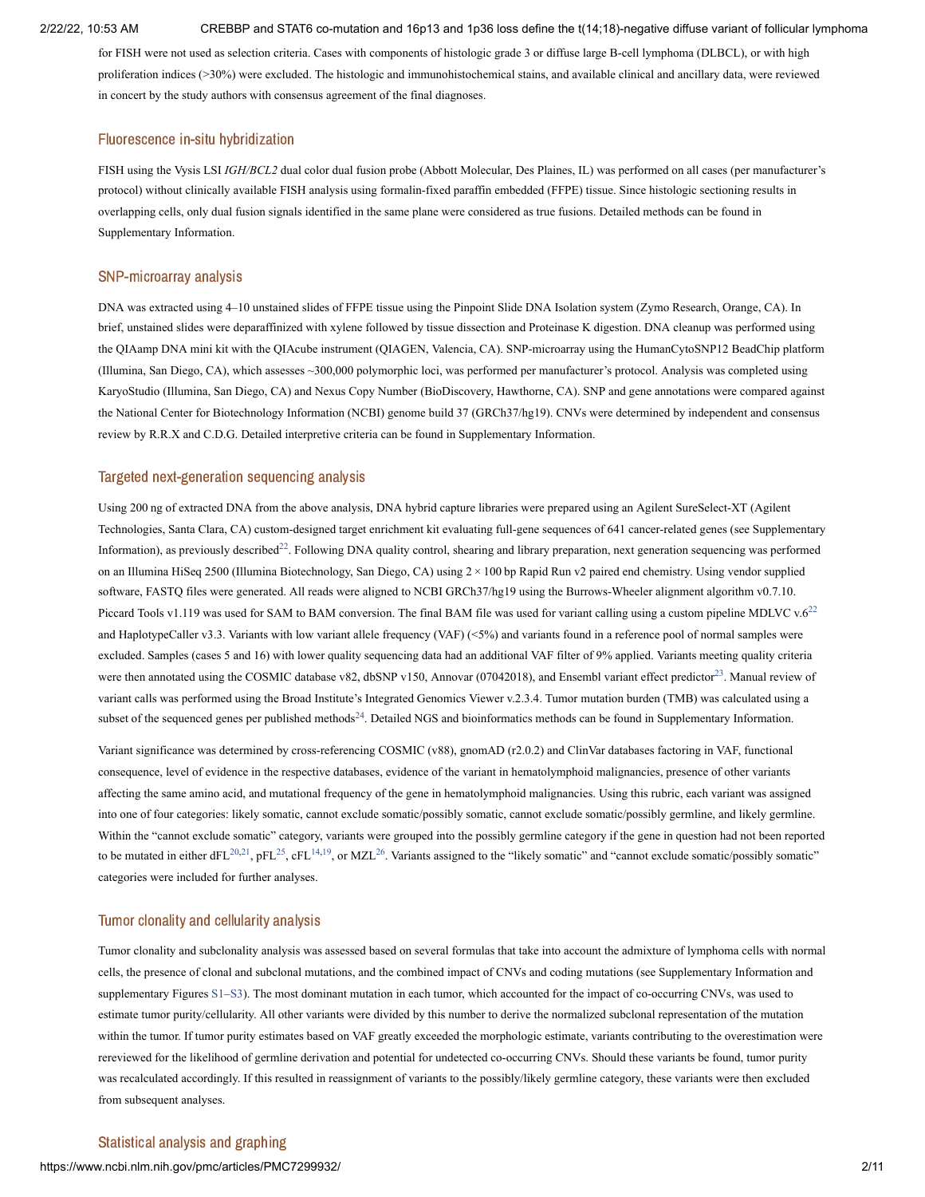for FISH were not used as selection criteria. Cases with components of histologic grade 3 or diffuse large B-cell lymphoma (DLBCL), or with high proliferation indices (>30%) were excluded. The histologic and immunohistochemical stains, and available clinical and ancillary data, were reviewed in concert by the study authors with consensus agreement of the final diagnoses.

## Fluorescence in-situ hybridization

FISH using the Vysis LSI *IGH/BCL2* dual color dual fusion probe (Abbott Molecular, Des Plaines, IL) was performed on all cases (per manufacturer's protocol) without clinically available FISH analysis using formalin-fixed paraffin embedded (FFPE) tissue. Since histologic sectioning results in overlapping cells, only dual fusion signals identified in the same plane were considered as true fusions. Detailed methods can be found in Supplementary Information.

## SNP-microarray analysis

DNA was extracted using 4–10 unstained slides of FFPE tissue using the Pinpoint Slide DNA Isolation system (Zymo Research, Orange, CA). In brief, unstained slides were deparaffinized with xylene followed by tissue dissection and Proteinase K digestion. DNA cleanup was performed using the QIAamp DNA mini kit with the QIAcube instrument (QIAGEN, Valencia, CA). SNP-microarray using the HumanCytoSNP12 BeadChip platform (Illumina, San Diego, CA), which assesses ~300,000 polymorphic loci, was performed per manufacturer's protocol. Analysis was completed using KaryoStudio (Illumina, San Diego, CA) and Nexus Copy Number (BioDiscovery, Hawthorne, CA). SNP and gene annotations were compared against the National Center for Biotechnology Information (NCBI) genome build 37 (GRCh37/hg19). CNVs were determined by independent and consensus review by R.R.X and C.D.G. Detailed interpretive criteria can be found in Supplementary Information.

## Targeted next-generation sequencing analysis

Using 200 ng of extracted DNA from the above analysis, DNA hybrid capture libraries were prepared using an Agilent SureSelect-XT (Agilent Technologies, Santa Clara, CA) custom-designed target enrichment kit evaluating full-gene sequences of 641 cancer-related genes (see Supplementary Information), as previously described[22]. Following DNA quality control, shearing and library preparation, next generation sequencing was performed on an Illumina HiSeq 2500 (Illumina Biotechnology, San Diego, CA) using 2 × 100 bp Rapid Run v2 paired end chemistry. Using vendor supplied software, FASTQ files were generated. All reads were aligned to NCBI GRCh37/hg19 using the Burrows-Wheeler alignment algorithm v0.7.10. Piccard Tools v1.119 was used for SAM to BAM conversion. The final BAM file was used for variant calling using a custom pipeline MDLVC v.6[22] and HaplotypeCaller v3.3. Variants with low variant allele frequency (VAF) (<5%) and variants found in a reference pool of normal samples were excluded. Samples (cases 5 and 16) with lower quality sequencing data had an additional VAF filter of 9% applied. Variants meeting quality criteria were then annotated using the COSMIC database v82, dbSNP v150, Annovar (07042018), and Ensembl variant effect predictor[23]. Manual review of variant calls was performed using the Broad Institute's Integrated Genomics Viewer v.2.3.4. Tumor mutation burden (TMB) was calculated using a subset of the sequenced genes per published methods[24]. Detailed NGS and bioinformatics methods can be found in Supplementary Information.

Variant significance was determined by cross-referencing COSMIC (v88), gnomAD (r2.0.2) and ClinVar databases factoring in VAF, functional consequence, level of evidence in the respective databases, evidence of the variant in hematolymphoid malignancies, presence of other variants affecting the same amino acid, and mutational frequency of the gene in hematolymphoid malignancies. Using this rubric, each variant was assigned into one of four categories: likely somatic, cannot exclude somatic/possibly somatic, cannot exclude somatic/possibly germline, and likely germline. Within the "cannot exclude somatic" category, variants were grouped into the possibly germline category if the gene in question had not been reported to be mutated in either dFL[20,21], pFL[25], cFL[14,19], or MZL[26]. Variants assigned to the "likely somatic" and "cannot exclude somatic/possibly somatic" categories were included for further analyses.

## Tumor clonality and cellularity analysis

Tumor clonality and subclonality analysis was assessed based on several formulas that take into account the admixture of lymphoma cells with normal cells, the presence of clonal and subclonal mutations, and the combined impact of CNVs and coding mutations (see Supplementary Information and supplementary Figures S1–S3). The most dominant mutation in each tumor, which accounted for the impact of co-occurring CNVs, was used to estimate tumor purity/cellularity. All other variants were divided by this number to derive the normalized subclonal representation of the mutation within the tumor. If tumor purity estimates based on VAF greatly exceeded the morphologic estimate, variants contributing to the overestimation were rereviewed for the likelihood of germline derivation and potential for undetected co-occurring CNVs. Should these variants be found, tumor purity was recalculated accordingly. If this resulted in reassignment of variants to the possibly/likely germline category, these variants were then excluded from subsequent analyses.

## Statistical analysis and graphing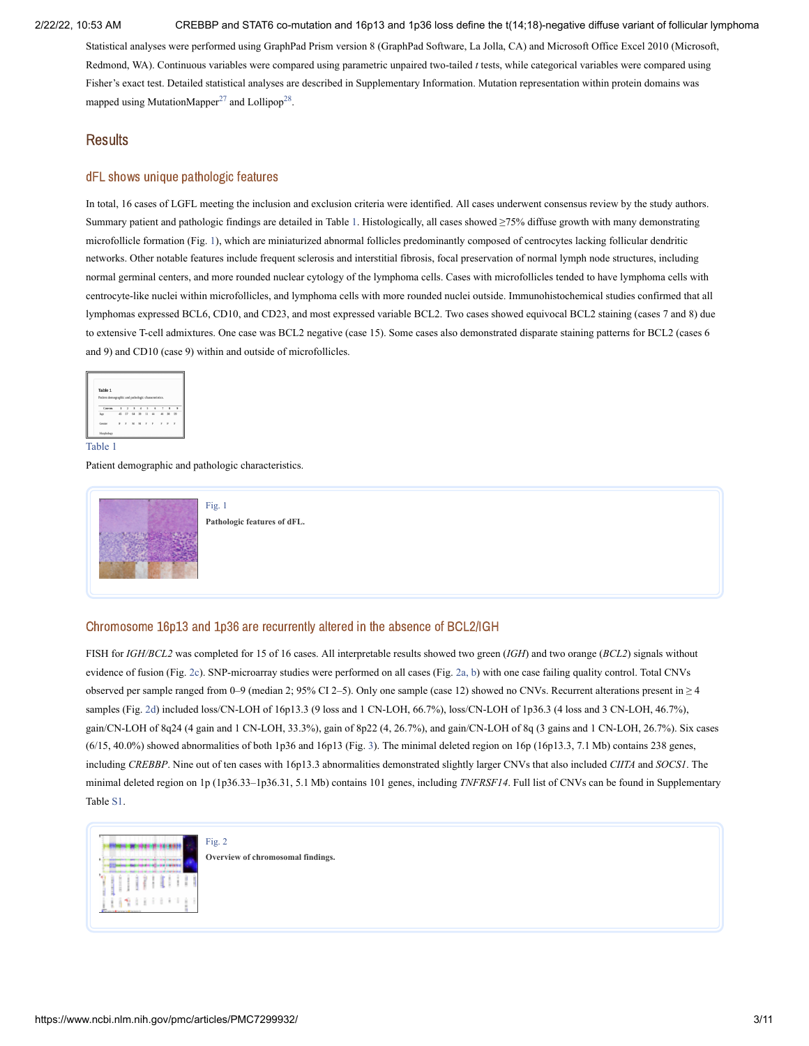Statistical analyses were performed using GraphPad Prism version 8 (GraphPad Software, La Jolla, CA) and Microsoft Office Excel 2010 (Microsoft, Redmond, WA). Continuous variables were compared using parametric unpaired two-tailed *t* tests, while categorical variables were compared using Fisher's exact test. Detailed statistical analyses are described in Supplementary Information. Mutation representation within protein domains was mapped using MutationMapper[27] and Lollipop[28].

## Results

### dFL shows unique pathologic features

In total, 16 cases of LGFL meeting the inclusion and exclusion criteria were identified. All cases underwent consensus review by the study authors. Summary patient and pathologic findings are detailed in Table 1. Histologically, all cases showed ≥75% diffuse growth with many demonstrating microfollicle formation (Fig. 1), which are miniaturized abnormal follicles predominantly composed of centrocytes lacking follicular dendritic networks. Other notable features include frequent sclerosis and interstitial fibrosis, focal preservation of normal lymph node structures, including normal germinal centers, and more rounded nuclear cytology of the lymphoma cells. Cases with microfollicles tended to have lymphoma cells with centrocyte-like nuclei within microfollicles, and lymphoma cells with more rounded nuclei outside. Immunohistochemical studies confirmed that all lymphomas expressed BCL6, CD10, and CD23, and most expressed variable BCL2. Two cases showed equivocal BCL2 staining (cases 7 and 8) due to extensive T-cell admixtures. One case was BCL2 negative (case 15). Some cases also demonstrated disparate staining patterns for BCL2 (cases 6 and 9) and CD10 (case 9) within and outside of microfollicles.

Table 1

Patient demographic and pathologic characteristics.

Fig. 1

**Pathologic features of dFL.**

### Chromosome 16p13 and 1p36 are recurrently altered in the absence of BCL2/IGH

FISH for *IGH/BCL2* was completed for 15 of 16 cases. All interpretable results showed two green (*IGH*) and two orange (*BCL2*) signals without evidence of fusion (Fig. 2c). SNP-microarray studies were performed on all cases (Fig. 2a, b) with one case failing quality control. Total CNVs observed per sample ranged from 0–9 (median 2; 95% CI 2–5). Only one sample (case 12) showed no CNVs. Recurrent alterations present in ≥ 4 samples (Fig. 2d) included loss/CN-LOH of 16p13.3 (9 loss and 1 CN-LOH, 66.7%), loss/CN-LOH of 1p36.3 (4 loss and 3 CN-LOH, 46.7%), gain/CN-LOH of 8q24 (4 gain and 1 CN-LOH, 33.3%), gain of 8p22 (4, 26.7%), and gain/CN-LOH of 8q (3 gains and 1 CN-LOH, 26.7%). Six cases (6/15, 40.0%) showed abnormalities of both 1p36 and 16p13 (Fig. 3). The minimal deleted region on 16p (16p13.3, 7.1 Mb) contains 238 genes, including *CREBBP*. Nine out of ten cases with 16p13.3 abnormalities demonstrated slightly larger CNVs that also included *CIITA* and *SOCS1*. The minimal deleted region on 1p (1p36.33–1p36.31, 5.1 Mb) contains 101 genes, including *TNFRSF14*. Full list of CNVs can be found in Supplementary Table S1.

Fig. 2

**Overview of chromosomal findings.**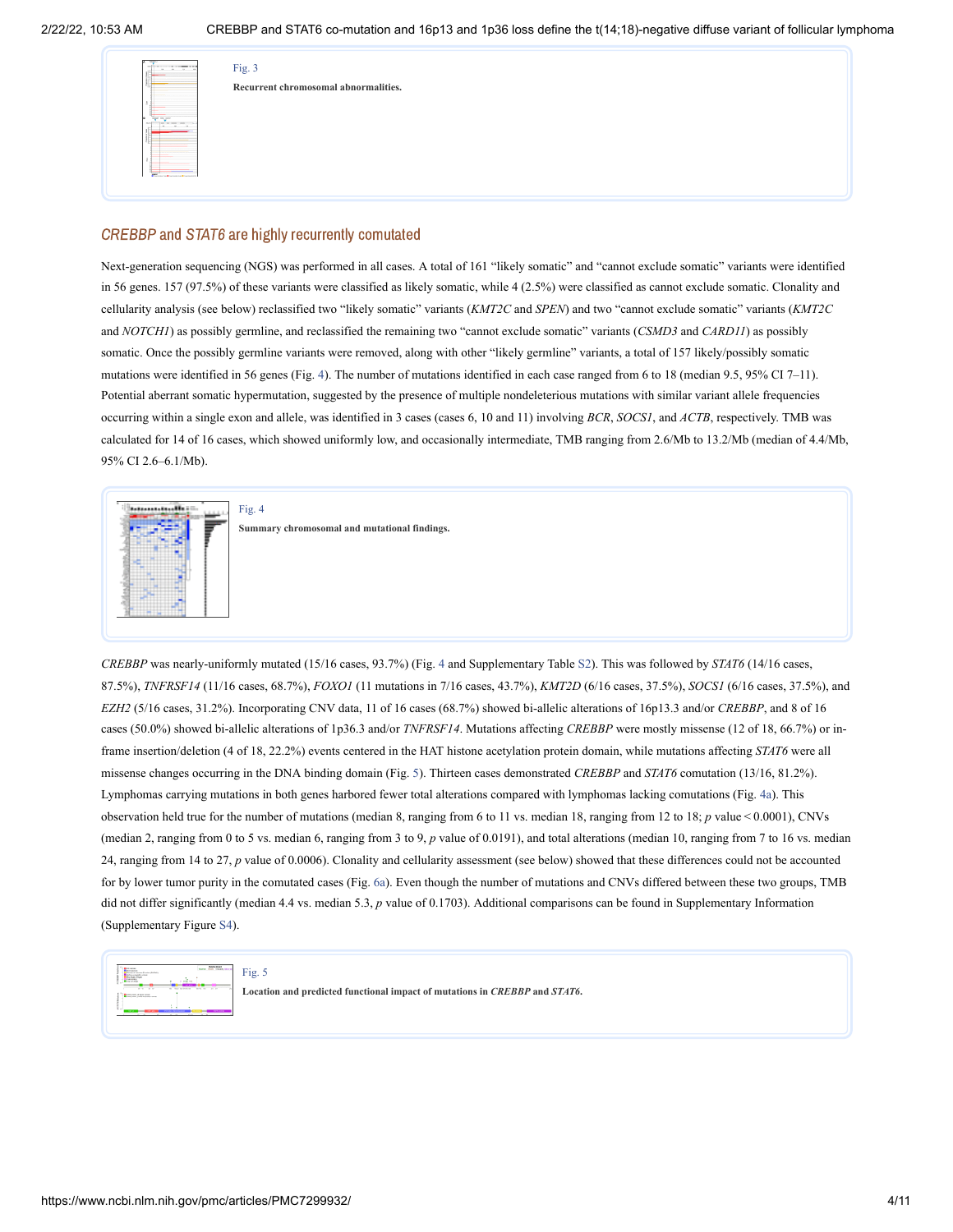Fig. 3

**Recurrent chromosomal abnormalities.**

## *CREBBP* and *STAT6* are highly recurrently comutated

Next-generation sequencing (NGS) was performed in all cases. A total of 161 "likely somatic" and "cannot exclude somatic" variants were identified in 56 genes. 157 (97.5%) of these variants were classified as likely somatic, while 4 (2.5%) were classified as cannot exclude somatic. Clonality and cellularity analysis (see below) reclassified two "likely somatic" variants (*KMT2C* and *SPEN*) and two "cannot exclude somatic" variants (*KMT2C* and *NOTCH1*) as possibly germline, and reclassified the remaining two "cannot exclude somatic" variants (*CSMD3* and *CARD11*) as possibly somatic. Once the possibly germline variants were removed, along with other "likely germline" variants, a total of 157 likely/possibly somatic mutations were identified in 56 genes (Fig. 4). The number of mutations identified in each case ranged from 6 to 18 (median 9.5, 95% CI 7–11). Potential aberrant somatic hypermutation, suggested by the presence of multiple nondeleterious mutations with similar variant allele frequencies occurring within a single exon and allele, was identified in 3 cases (cases 6, 10 and 11) involving *BCR*, *SOCS1*, and *ACTB*, respectively. TMB was calculated for 14 of 16 cases, which showed uniformly low, and occasionally intermediate, TMB ranging from 2.6/Mb to 13.2/Mb (median of 4.4/Mb, 95% CI 2.6–6.1/Mb).

Fig. 4

**Summary chromosomal and mutational findings.**

*CREBBP* was nearly-uniformly mutated (15/16 cases, 93.7%) (Fig. 4 and Supplementary Table S2). This was followed by *STAT6* (14/16 cases, 87.5%), *TNFRSF14* (11/16 cases, 68.7%), *FOXO1* (11 mutations in 7/16 cases, 43.7%), *KMT2D* (6/16 cases, 37.5%), *SOCS1* (6/16 cases, 37.5%), and *EZH2* (5/16 cases, 31.2%). Incorporating CNV data, 11 of 16 cases (68.7%) showed bi-allelic alterations of 16p13.3 and/or *CREBBP*, and 8 of 16 cases (50.0%) showed bi-allelic alterations of 1p36.3 and/or *TNFRSF14*. Mutations affecting *CREBBP* were mostly missense (12 of 18, 66.7%) or in-frame insertion/deletion (4 of 18, 22.2%) events centered in the HAT histone acetylation protein domain, while mutations affecting *STAT6* were all missense changes occurring in the DNA binding domain (Fig. 5). Thirteen cases demonstrated *CREBBP* and *STAT6* comutation (13/16, 81.2%). Lymphomas carrying mutations in both genes harbored fewer total alterations compared with lymphomas lacking comutations (Fig. 4a). This observation held true for the number of mutations (median 8, ranging from 6 to 11 vs. median 18, ranging from 12 to 18; $p$ value < 0.0001), CNVs (median 2, ranging from 0 to 5 vs. median 6, ranging from 3 to 9, $p$ value of 0.0191), and total alterations (median 10, ranging from 7 to 16 vs. median 24, ranging from 14 to 27, $p$ value of 0.0006). Clonality and cellularity assessment (see below) showed that these differences could not be accounted for by lower tumor purity in the comutated cases (Fig. 6a). Even though the number of mutations and CNVs differed between these two groups, TMB did not differ significantly (median 4.4 vs. median 5.3, $p$ value of 0.1703). Additional comparisons can be found in Supplementary Information (Supplementary Figure S4).

Fig. 5

**Location and predicted functional impact of mutations in *CREBBP* and *STAT6*.**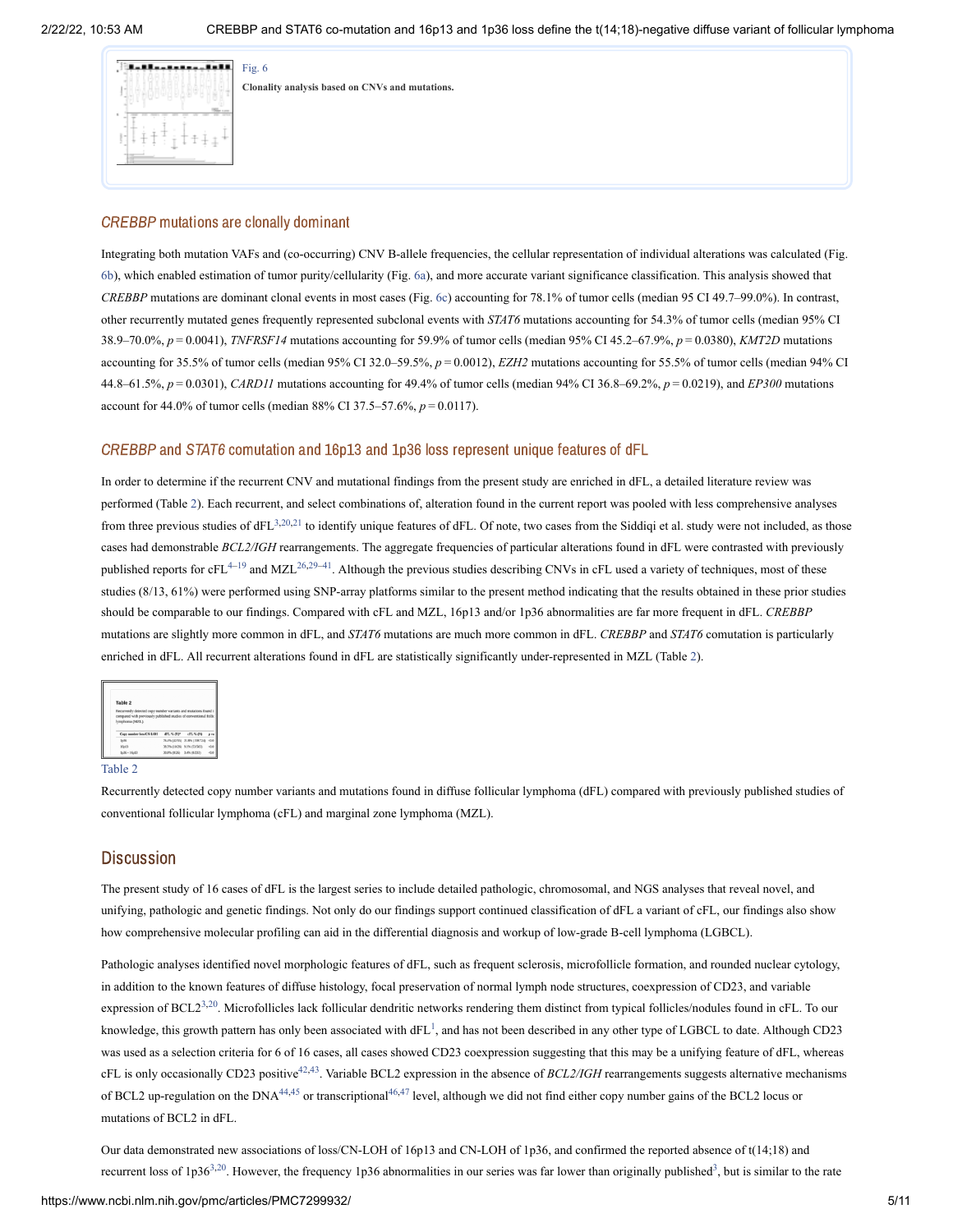Fig. 6

**Clonality analysis based on CNVs and mutations.**

## *CREBBP* mutations are clonally dominant

Integrating both mutation VAFs and (co-occurring) CNV B-allele frequencies, the cellular representation of individual alterations was calculated (Fig. 6b), which enabled estimation of tumor purity/cellularity (Fig. 6a), and more accurate variant significance classification. This analysis showed that *CREBBP* mutations are dominant clonal events in most cases (Fig. 6c) accounting for 78.1% of tumor cells (median 95 CI 49.7–99.0%). In contrast, other recurrently mutated genes frequently represented subclonal events with *STAT6* mutations accounting for 54.3% of tumor cells (median 95% CI 38.9–70.0%, $p = 0.0041$), *TNFRSF14* mutations accounting for 59.9% of tumor cells (median 95% CI 45.2–67.9%, $p = 0.0380$), *KMT2D* mutations accounting for 35.5% of tumor cells (median 95% CI 32.0–59.5%, $p = 0.0012$), *EZH2* mutations accounting for 55.5% of tumor cells (median 94% CI 44.8–61.5%, $p = 0.0301$), *CARD11* mutations accounting for 49.4% of tumor cells (median 94% CI 36.8–69.2%, $p = 0.0219$), and *EP300* mutations account for 44.0% of tumor cells (median 88% CI 37.5–57.6%, $p = 0.0117$).

## *CREBBP* and *STAT6* comutation and 16p13 and 1p36 loss represent unique features of dFL

In order to determine if the recurrent CNV and mutational findings from the present study are enriched in dFL, a detailed literature review was performed (Table 2). Each recurrent, and select combinations of, alteration found in the current report was pooled with less comprehensive analyses from three previous studies of dFL[3,20,21] to identify unique features of dFL. Of note, two cases from the Siddiqi et al. study were not included, as those cases had demonstrable *BCL2/IGH* rearrangements. The aggregate frequencies of particular alterations found in dFL were contrasted with previously published reports for cFL[4–19] and MZL[26,29–41]. Although the previous studies describing CNVs in cFL used a variety of techniques, most of these studies (8/13, 61%) were performed using SNP-array platforms similar to the present method indicating that the results obtained in these prior studies should be comparable to our findings. Compared with cFL and MZL, 16p13 and/or 1p36 abnormalities are far more frequent in dFL. *CREBBP* mutations are slightly more common in dFL, and *STAT6* mutations are much more common in dFL. *CREBBP* and *STAT6* comutation is particularly enriched in dFL. All recurrent alterations found in dFL are statistically significantly under-represented in MZL (Table 2).

Table 2

Recurrently detected copy number variants and mutations found in diffuse follicular lymphoma (dFL) compared with previously published studies of conventional follicular lymphoma (cFL) and marginal zone lymphoma (MZL).

# Discussion

The present study of 16 cases of dFL is the largest series to include detailed pathologic, chromosomal, and NGS analyses that reveal novel, and unifying, pathologic and genetic findings. Not only do our findings support continued classification of dFL a variant of cFL, our findings also show how comprehensive molecular profiling can aid in the differential diagnosis and workup of low-grade B-cell lymphoma (LGBCL).

Pathologic analyses identified novel morphologic features of dFL, such as frequent sclerosis, microfollicle formation, and rounded nuclear cytology, in addition to the known features of diffuse histology, focal preservation of normal lymph node structures, coexpression of CD23, and variable expression of BCL2[3,20]. Microfollicles lack follicular dendritic networks rendering them distinct from typical follicles/nodules found in cFL. To our knowledge, this growth pattern has only been associated with dFL[1], and has not been described in any other type of LGBCL to date. Although CD23 was used as a selection criteria for 6 of 16 cases, all cases showed CD23 coexpression suggesting that this may be a unifying feature of dFL, whereas cFL is only occasionally CD23 positive[42,43]. Variable BCL2 expression in the absence of *BCL2/IGH* rearrangements suggests alternative mechanisms of BCL2 up-regulation on the DNA[44,45] or transcriptional[46,47] level, although we did not find either copy number gains of the BCL2 locus or mutations of BCL2 in dFL.

Our data demonstrated new associations of loss/CN-LOH of 16p13 and CN-LOH of 1p36, and confirmed the reported absence of t(14;18) and recurrent loss of 1p36[3,20]. However, the frequency 1p36 abnormalities in our series was far lower than originally published[3], but is similar to the rate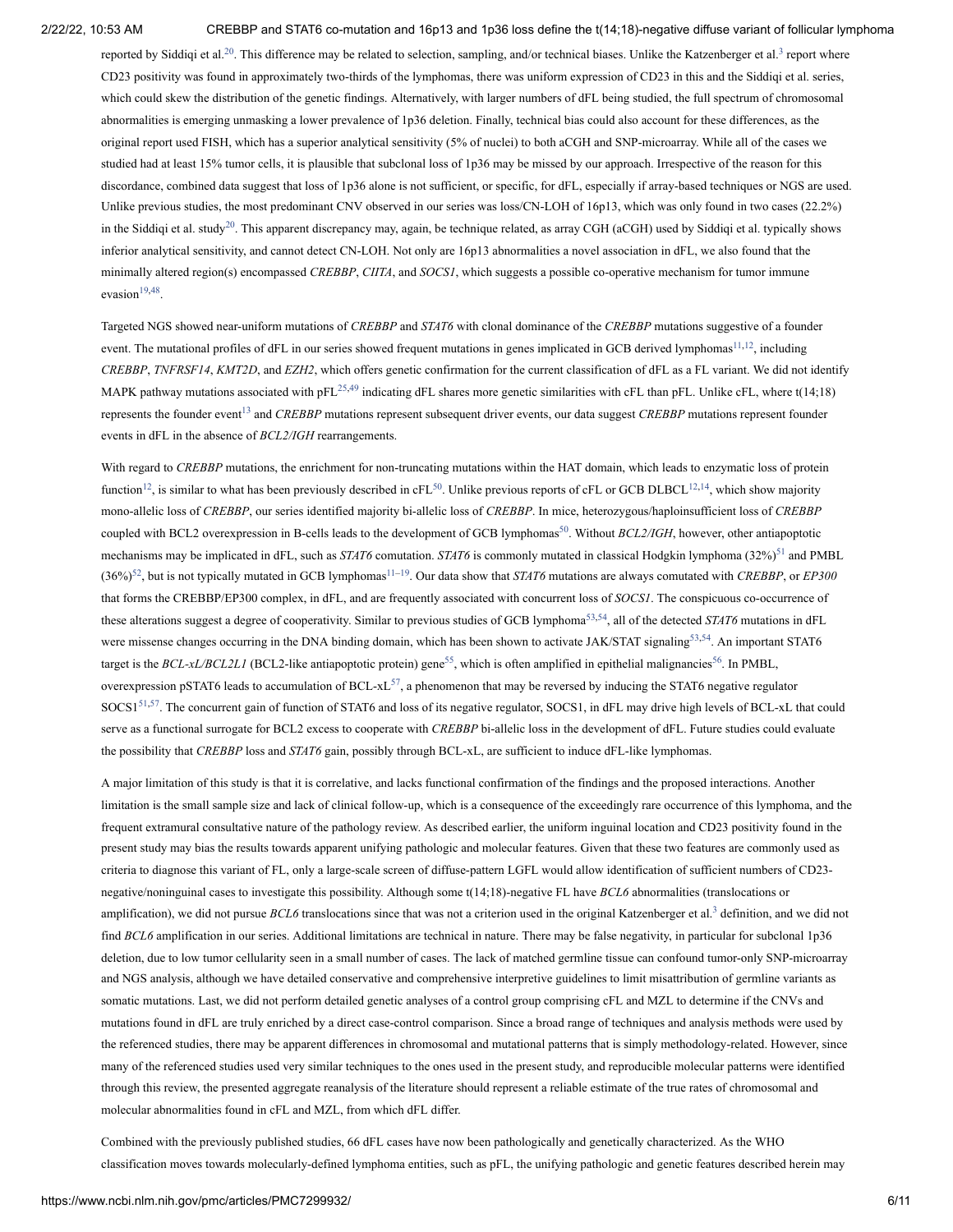reported by Siddiqi et al.[20]. This difference may be related to selection, sampling, and/or technical biases. Unlike the Katzenberger et al.[3] report where CD23 positivity was found in approximately two-thirds of the lymphomas, there was uniform expression of CD23 in this and the Siddiqi et al. series, which could skew the distribution of the genetic findings. Alternatively, with larger numbers of dFL being studied, the full spectrum of chromosomal abnormalities is emerging unmasking a lower prevalence of 1p36 deletion. Finally, technical bias could also account for these differences, as the original report used FISH, which has a superior analytical sensitivity (5% of nuclei) to both aCGH and SNP-microarray. While all of the cases we studied had at least 15% tumor cells, it is plausible that subclonal loss of 1p36 may be missed by our approach. Irrespective of the reason for this discordance, combined data suggest that loss of 1p36 alone is not sufficient, or specific, for dFL, especially if array-based techniques or NGS are used. Unlike previous studies, the most predominant CNV observed in our series was loss/CN-LOH of 16p13, which was only found in two cases (22.2%) in the Siddiqi et al. study[20]. This apparent discrepancy may, again, be technique related, as array CGH (aCGH) used by Siddiqi et al. typically shows inferior analytical sensitivity, and cannot detect CN-LOH. Not only are 16p13 abnormalities a novel association in dFL, we also found that the minimally altered region(s) encompassed *CREBBP*, *CIITA*, and *SOCS1*, which suggests a possible co-operative mechanism for tumor immune evasion[19,48].

Targeted NGS showed near-uniform mutations of *CREBBP* and *STAT6* with clonal dominance of the *CREBBP* mutations suggestive of a founder event. The mutational profiles of dFL in our series showed frequent mutations in genes implicated in GCB derived lymphomas[11,12], including *CREBBP*, *TNFRSF14*, *KMT2D*, and *EZH2*, which offers genetic confirmation for the current classification of dFL as a FL variant. We did not identify MAPK pathway mutations associated with pFL[25,49] indicating dFL shares more genetic similarities with cFL than pFL. Unlike cFL, where t(14;18) represents the founder event[13] and *CREBBP* mutations represent subsequent driver events, our data suggest *CREBBP* mutations represent founder events in dFL in the absence of *BCL2/IGH* rearrangements.

With regard to *CREBBP* mutations, the enrichment for non-truncating mutations within the HAT domain, which leads to enzymatic loss of protein function[12], is similar to what has been previously described in cFL[50]. Unlike previous reports of cFL or GCB DLBCL[12,14], which show majority mono-allelic loss of *CREBBP*, our series identified majority bi-allelic loss of *CREBBP*. In mice, heterozygous/haploinsufficient loss of *CREBBP* coupled with BCL2 overexpression in B-cells leads to the development of GCB lymphomas[50]. Without *BCL2/IGH*, however, other antiapoptotic mechanisms may be implicated in dFL, such as *STAT6* comutation. *STAT6* is commonly mutated in classical Hodgkin lymphoma (32%)[51] and PMBL (36%)[52], but is not typically mutated in GCB lymphomas[11–19]. Our data show that *STAT6* mutations are always comutated with *CREBBP*, or *EP300* that forms the CREBBP/EP300 complex, in dFL, and are frequently associated with concurrent loss of *SOCS1*. The conspicuous co-occurrence of these alterations suggest a degree of cooperativity. Similar to previous studies of GCB lymphoma[53,54], all of the detected *STAT6* mutations in dFL were missense changes occurring in the DNA binding domain, which has been shown to activate JAK/STAT signaling[53,54]. An important STAT6 target is the *BCL-xL/BCL2L1* (BCL2-like antiapoptotic protein) gene[55], which is often amplified in epithelial malignancies[56]. In PMBL, overexpression pSTAT6 leads to accumulation of BCL-xL[57], a phenomenon that may be reversed by inducing the STAT6 negative regulator SOCS1[51,57]. The concurrent gain of function of STAT6 and loss of its negative regulator, SOCS1, in dFL may drive high levels of BCL-xL that could serve as a functional surrogate for BCL2 excess to cooperate with *CREBBP* bi-allelic loss in the development of dFL. Future studies could evaluate the possibility that *CREBBP* loss and *STAT6* gain, possibly through BCL-xL, are sufficient to induce dFL-like lymphomas.

A major limitation of this study is that it is correlative, and lacks functional confirmation of the findings and the proposed interactions. Another limitation is the small sample size and lack of clinical follow-up, which is a consequence of the exceedingly rare occurrence of this lymphoma, and the frequent extramural consultative nature of the pathology review. As described earlier, the uniform inguinal location and CD23 positivity found in the present study may bias the results towards apparent unifying pathologic and molecular features. Given that these two features are commonly used as criteria to diagnose this variant of FL, only a large-scale screen of diffuse-pattern LGFL would allow identification of sufficient numbers of CD23-negative/noninguinal cases to investigate this possibility. Although some t(14;18)-negative FL have *BCL6* abnormalities (translocations or amplification), we did not pursue *BCL6* translocations since that was not a criterion used in the original Katzenberger et al.[3] definition, and we did not find *BCL6* amplification in our series. Additional limitations are technical in nature. There may be false negativity, in particular for subclonal 1p36 deletion, due to low tumor cellularity seen in a small number of cases. The lack of matched germline tissue can confound tumor-only SNP-microarray and NGS analysis, although we have detailed conservative and comprehensive interpretive guidelines to limit misattribution of germline variants as somatic mutations. Last, we did not perform detailed genetic analyses of a control group comprising cFL and MZL to determine if the CNVs and mutations found in dFL are truly enriched by a direct case-control comparison. Since a broad range of techniques and analysis methods were used by the referenced studies, there may be apparent differences in chromosomal and mutational patterns that is simply methodology-related. However, since many of the referenced studies used very similar techniques to the ones used in the present study, and reproducible molecular patterns were identified through this review, the presented aggregate reanalysis of the literature should represent a reliable estimate of the true rates of chromosomal and molecular abnormalities found in cFL and MZL, from which dFL differ.

Combined with the previously published studies, 66 dFL cases have now been pathologically and genetically characterized. As the WHO classification moves towards molecularly-defined lymphoma entities, such as pFL, the unifying pathologic and genetic features described herein may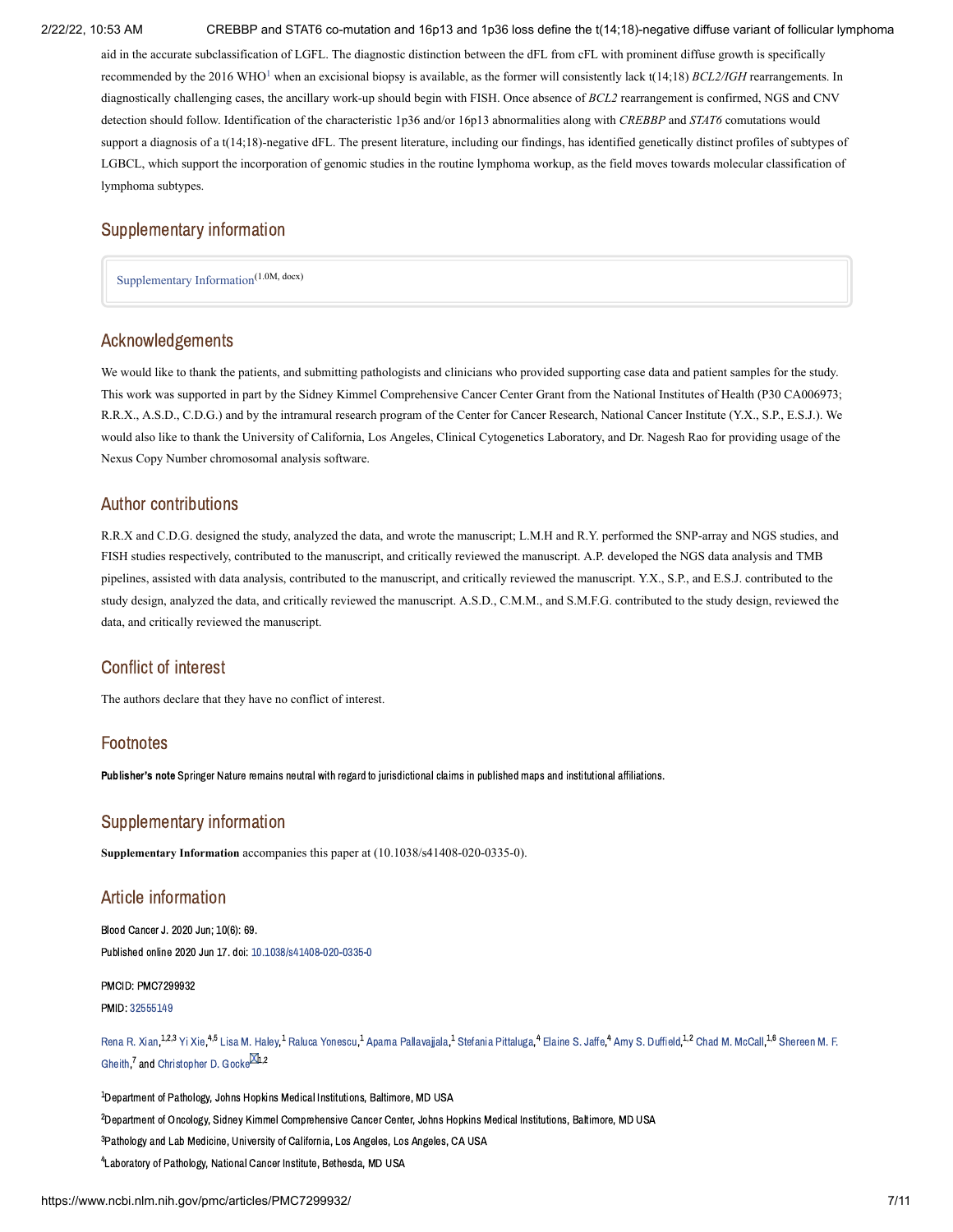aid in the accurate subclassification of LGFL. The diagnostic distinction between the dFL from cFL with prominent diffuse growth is specifically recommended by the 2016 WHO[1] when an excisional biopsy is available, as the former will consistently lack t(14;18) *BCL2/IGH* rearrangements. In diagnostically challenging cases, the ancillary work-up should begin with FISH. Once absence of *BCL2* rearrangement is confirmed, NGS and CNV detection should follow. Identification of the characteristic 1p36 and/or 16p13 abnormalities along with *CREBBP* and *STAT6* comutations would support a diagnosis of a t(14;18)-negative dFL. The present literature, including our findings, has identified genetically distinct profiles of subtypes of LGBCL, which support the incorporation of genomic studies in the routine lymphoma workup, as the field moves towards molecular classification of lymphoma subtypes.

## Supplementary information

Supplementary Information (1.0M, docx)

## Acknowledgements

We would like to thank the patients, and submitting pathologists and clinicians who provided supporting case data and patient samples for the study. This work was supported in part by the Sidney Kimmel Comprehensive Cancer Center Grant from the National Institutes of Health (P30 CA006973; R.R.X., A.S.D., C.D.G.) and by the intramural research program of the Center for Cancer Research, National Cancer Institute (Y.X., S.P., E.S.J.). We would also like to thank the University of California, Los Angeles, Clinical Cytogenetics Laboratory, and Dr. Nagesh Rao for providing usage of the Nexus Copy Number chromosomal analysis software.

## Author contributions

R.R.X and C.D.G. designed the study, analyzed the data, and wrote the manuscript; L.M.H and R.Y. performed the SNP-array and NGS studies, and FISH studies respectively, contributed to the manuscript, and critically reviewed the manuscript. A.P. developed the NGS data analysis and TMB pipelines, assisted with data analysis, contributed to the manuscript, and critically reviewed the manuscript. Y.X., S.P., and E.S.J. contributed to the study design, analyzed the data, and critically reviewed the manuscript. A.S.D., C.M.M., and S.M.F.G. contributed to the study design, reviewed the data, and critically reviewed the manuscript.

## Conflict of interest

The authors declare that they have no conflict of interest.

## Footnotes

**Publisher's note** Springer Nature remains neutral with regard to jurisdictional claims in published maps and institutional affiliations.

## Supplementary information

**Supplementary Information** accompanies this paper at (10.1038/s41408-020-0335-0).

## Article information

Blood Cancer J. 2020 Jun; 10(6): 69.

Published online 2020 Jun 17. doi: 10.1038/s41408-020-0335-0

PMCID: PMC7299932

PMID: 32555149

Rena R. Xian,[1,2,3] Yi Xie,[4,5] Lisa M. Haley,[1] Raluca Yonescu,[1] Aparna Pallavajjala,[1] Stefania Pittaluga,[4] Elaine S. Jaffe,[4] Amy S. Duffield,[1,2] Chad M. McCall,[1,6] Shereen M. F. Gheith,[7] and Christopher D. Gocke[1,2]

[1]Department of Pathology, Johns Hopkins Medical Institutions, Baltimore, MD USA

[2]Department of Oncology, Sidney Kimmel Comprehensive Cancer Center, Johns Hopkins Medical Institutions, Baltimore, MD USA

[3]Pathology and Lab Medicine, University of California, Los Angeles, Los Angeles, CA USA

[4]Laboratory of Pathology, National Cancer Institute, Bethesda, MD USA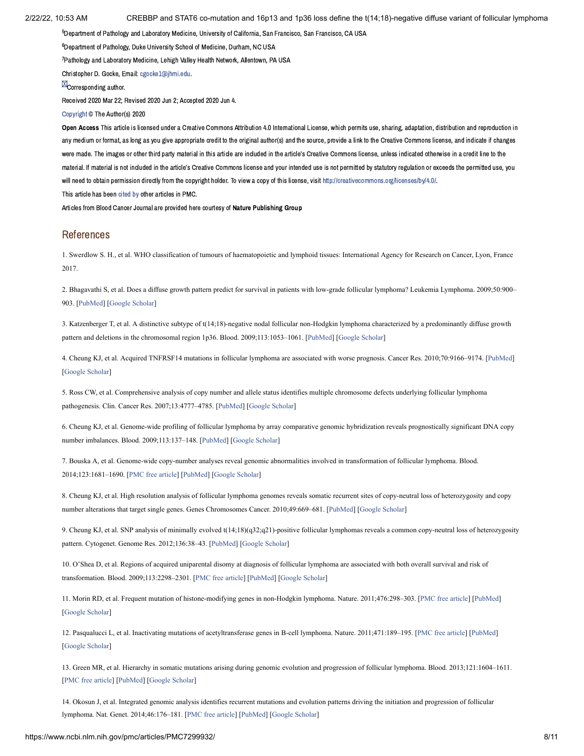[5]Department of Pathology and Laboratory Medicine, University of California, San Francisco, San Francisco, CA USA

[6]Department of Pathology, Duke University School of Medicine, Durham, NC USA

[7]Pathology and Laboratory Medicine, Lehigh Valley Health Network, Allentown, PA USA

Christopher D. Gocke, Email: cgocke1@jhmi.edu.

Corresponding author.

Received 2020 Mar 22; Revised 2020 Jun 2; Accepted 2020 Jun 4.

Copyright © The Author(s) 2020

**Open Access** This article is licensed under a Creative Commons Attribution 4.0 International License, which permits use, sharing, adaptation, distribution and reproduction in any medium or format, as long as you give appropriate credit to the original author(s) and the source, provide a link to the Creative Commons license, and indicate if changes were made. The images or other third party material in this article are included in the article's Creative Commons license, unless indicated otherwise in a credit line to the material. If material is not included in the article's Creative Commons license and your intended use is not permitted by statutory regulation or exceeds the permitted use, you will need to obtain permission directly from the copyright holder. To view a copy of this license, visit http://creativecommons.org/licenses/by/4.0/.

This article has been cited by other articles in PMC.

Articles from Blood Cancer Journal are provided here courtesy of **Nature Publishing Group**

## References

1. Swerdlow S. H., et al. WHO classification of tumours of haematopoietic and lymphoid tissues: International Agency for Research on Cancer, Lyon, France 2017.

2. Bhagavathi S, et al. Does a diffuse growth pattern predict for survival in patients with low-grade follicular lymphoma? Leukemia Lymphoma. 2009;50:900–903. [PubMed] [Google Scholar]

3. Katzenberger T, et al. A distinctive subtype of t(14;18)-negative nodal follicular non-Hodgkin lymphoma characterized by a predominantly diffuse growth pattern and deletions in the chromosomal region 1p36. Blood. 2009;113:1053–1061. [PubMed] [Google Scholar]

4. Cheung KJ, et al. Acquired TNFRSF14 mutations in follicular lymphoma are associated with worse prognosis. Cancer Res. 2010;70:9166–9174. [PubMed] [Google Scholar]

5. Ross CW, et al. Comprehensive analysis of copy number and allele status identifies multiple chromosome defects underlying follicular lymphoma pathogenesis. Clin. Cancer Res. 2007;13:4777–4785. [PubMed] [Google Scholar]

6. Cheung KJ, et al. Genome-wide profiling of follicular lymphoma by array comparative genomic hybridization reveals prognostically significant DNA copy number imbalances. Blood. 2009;113:137–148. [PubMed] [Google Scholar]

7. Bouska A, et al. Genome-wide copy-number analyses reveal genomic abnormalities involved in transformation of follicular lymphoma. Blood. 2014;123:1681–1690. [PMC free article] [PubMed] [Google Scholar]

8. Cheung KJ, et al. High resolution analysis of follicular lymphoma genomes reveals somatic recurrent sites of copy-neutral loss of heterozygosity and copy number alterations that target single genes. Genes Chromosomes Cancer. 2010;49:669–681. [PubMed] [Google Scholar]

9. Cheung KJ, et al. SNP analysis of minimally evolved t(14;18)(q32;q21)-positive follicular lymphomas reveals a common copy-neutral loss of heterozygosity pattern. Cytogenet. Genome Res. 2012;136:38–43. [PubMed] [Google Scholar]

10. O'Shea D, et al. Regions of acquired uniparental disomy at diagnosis of follicular lymphoma are associated with both overall survival and risk of transformation. Blood. 2009;113:2298–2301. [PMC free article] [PubMed] [Google Scholar]

11. Morin RD, et al. Frequent mutation of histone-modifying genes in non-Hodgkin lymphoma. Nature. 2011;476:298–303. [PMC free article] [PubMed] [Google Scholar]

12. Pasqualucci L, et al. Inactivating mutations of acetyltransferase genes in B-cell lymphoma. Nature. 2011;471:189–195. [PMC free article] [PubMed] [Google Scholar]

13. Green MR, et al. Hierarchy in somatic mutations arising during genomic evolution and progression of follicular lymphoma. Blood. 2013;121:1604–1611. [PMC free article] [PubMed] [Google Scholar]

14. Okosun J, et al. Integrated genomic analysis identifies recurrent mutations and evolution patterns driving the initiation and progression of follicular lymphoma. Nat. Genet. 2014;46:176–181. [PMC free article] [PubMed] [Google Scholar]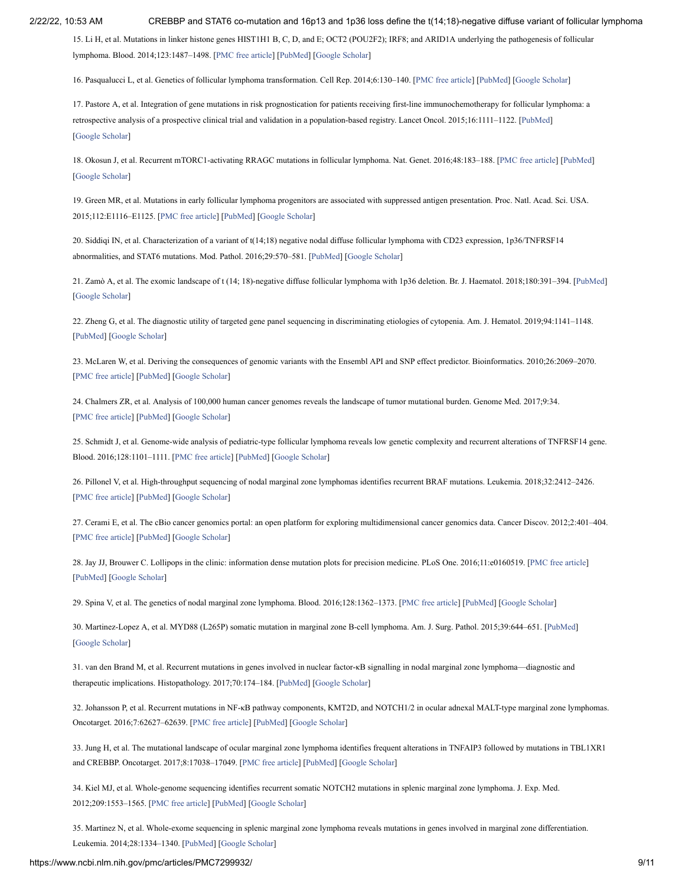15. Li H, et al. Mutations in linker histone genes HIST1H1 B, C, D, and E; OCT2 (POU2F2); IRF8; and ARID1A underlying the pathogenesis of follicular lymphoma. Blood. 2014;123:1487–1498. [PMC free article] [PubMed] [Google Scholar]

16. Pasqualucci L, et al. Genetics of follicular lymphoma transformation. Cell Rep. 2014;6:130–140. [PMC free article] [PubMed] [Google Scholar]

17. Pastore A, et al. Integration of gene mutations in risk prognostication for patients receiving first-line immunochemotherapy for follicular lymphoma: a retrospective analysis of a prospective clinical trial and validation in a population-based registry. Lancet Oncol. 2015;16:1111–1122. [PubMed] [Google Scholar]

18. Okosun J, et al. Recurrent mTORC1-activating RRAGC mutations in follicular lymphoma. Nat. Genet. 2016;48:183–188. [PMC free article] [PubMed] [Google Scholar]

19. Green MR, et al. Mutations in early follicular lymphoma progenitors are associated with suppressed antigen presentation. Proc. Natl. Acad. Sci. USA. 2015;112:E1116–E1125. [PMC free article] [PubMed] [Google Scholar]

20. Siddiqi IN, et al. Characterization of a variant of t(14;18) negative nodal diffuse follicular lymphoma with CD23 expression, 1p36/TNFRSF14 abnormalities, and STAT6 mutations. Mod. Pathol. 2016;29:570–581. [PubMed] [Google Scholar]

21. Zamò A, et al. The exomic landscape of t (14; 18)-negative diffuse follicular lymphoma with 1p36 deletion. Br. J. Haematol. 2018;180:391–394. [PubMed] [Google Scholar]

22. Zheng G, et al. The diagnostic utility of targeted gene panel sequencing in discriminating etiologies of cytopenia. Am. J. Hematol. 2019;94:1141–1148. [PubMed] [Google Scholar]

23. McLaren W, et al. Deriving the consequences of genomic variants with the Ensembl API and SNP effect predictor. Bioinformatics. 2010;26:2069–2070. [PMC free article] [PubMed] [Google Scholar]

24. Chalmers ZR, et al. Analysis of 100,000 human cancer genomes reveals the landscape of tumor mutational burden. Genome Med. 2017;9:34. [PMC free article] [PubMed] [Google Scholar]

25. Schmidt J, et al. Genome-wide analysis of pediatric-type follicular lymphoma reveals low genetic complexity and recurrent alterations of TNFRSF14 gene. Blood. 2016;128:1101–1111. [PMC free article] [PubMed] [Google Scholar]

26. Pillonel V, et al. High-throughput sequencing of nodal marginal zone lymphomas identifies recurrent BRAF mutations. Leukemia. 2018;32:2412–2426. [PMC free article] [PubMed] [Google Scholar]

27. Cerami E, et al. The cBio cancer genomics portal: an open platform for exploring multidimensional cancer genomics data. Cancer Discov. 2012;2:401–404. [PMC free article] [PubMed] [Google Scholar]

28. Jay JJ, Brouwer C. Lollipops in the clinic: information dense mutation plots for precision medicine. PLoS One. 2016;11:e0160519. [PMC free article] [PubMed] [Google Scholar]

29. Spina V, et al. The genetics of nodal marginal zone lymphoma. Blood. 2016;128:1362–1373. [PMC free article] [PubMed] [Google Scholar]

30. Martinez-Lopez A, et al. MYD88 (L265P) somatic mutation in marginal zone B-cell lymphoma. Am. J. Surg. Pathol. 2015;39:644–651. [PubMed] [Google Scholar]

31. van den Brand M, et al. Recurrent mutations in genes involved in nuclear factor-κB signalling in nodal marginal zone lymphoma—diagnostic and therapeutic implications. Histopathology. 2017;70:174–184. [PubMed] [Google Scholar]

32. Johansson P, et al. Recurrent mutations in NF-κB pathway components, KMT2D, and NOTCH1/2 in ocular adnexal MALT-type marginal zone lymphomas. Oncotarget. 2016;7:62627–62639. [PMC free article] [PubMed] [Google Scholar]

33. Jung H, et al. The mutational landscape of ocular marginal zone lymphoma identifies frequent alterations in TNFAIP3 followed by mutations in TBL1XR1 and CREBBP. Oncotarget. 2017;8:17038–17049. [PMC free article] [PubMed] [Google Scholar]

34. Kiel MJ, et al. Whole-genome sequencing identifies recurrent somatic NOTCH2 mutations in splenic marginal zone lymphoma. J. Exp. Med. 2012;209:1553–1565. [PMC free article] [PubMed] [Google Scholar]

35. Martinez N, et al. Whole-exome sequencing in splenic marginal zone lymphoma reveals mutations in genes involved in marginal zone differentiation. Leukemia. 2014;28:1334–1340. [PubMed] [Google Scholar]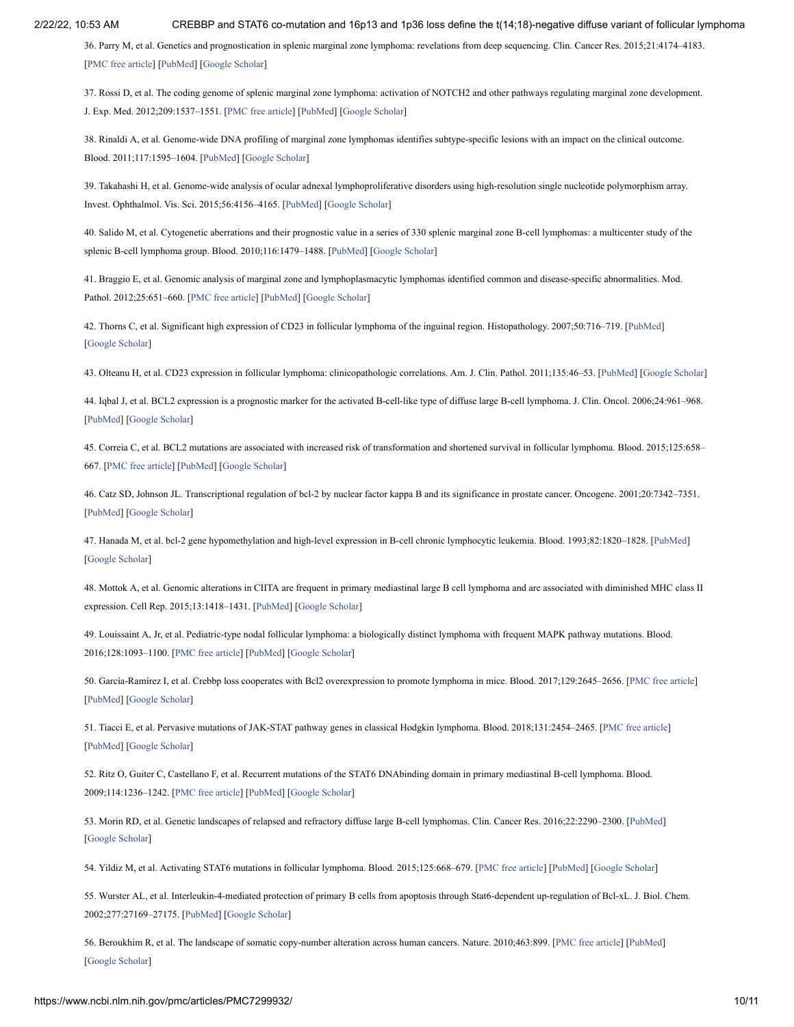36. Parry M, et al. Genetics and prognostication in splenic marginal zone lymphoma: revelations from deep sequencing. Clin. Cancer Res. 2015;21:4174–4183. [PMC free article] [PubMed] [Google Scholar]

37. Rossi D, et al. The coding genome of splenic marginal zone lymphoma: activation of NOTCH2 and other pathways regulating marginal zone development. J. Exp. Med. 2012;209:1537–1551. [PMC free article] [PubMed] [Google Scholar]

38. Rinaldi A, et al. Genome-wide DNA profiling of marginal zone lymphomas identifies subtype-specific lesions with an impact on the clinical outcome. Blood. 2011;117:1595–1604. [PubMed] [Google Scholar]

39. Takahashi H, et al. Genome-wide analysis of ocular adnexal lymphoproliferative disorders using high-resolution single nucleotide polymorphism array. Invest. Ophthalmol. Vis. Sci. 2015;56:4156–4165. [PubMed] [Google Scholar]

40. Salido M, et al. Cytogenetic aberrations and their prognostic value in a series of 330 splenic marginal zone B-cell lymphomas: a multicenter study of the splenic B-cell lymphoma group. Blood. 2010;116:1479–1488. [PubMed] [Google Scholar]

41. Braggio E, et al. Genomic analysis of marginal zone and lymphoplasmacytic lymphomas identified common and disease-specific abnormalities. Mod. Pathol. 2012;25:651–660. [PMC free article] [PubMed] [Google Scholar]

42. Thorns C, et al. Significant high expression of CD23 in follicular lymphoma of the inguinal region. Histopathology. 2007;50:716–719. [PubMed] [Google Scholar]

43. Olteanu H, et al. CD23 expression in follicular lymphoma: clinicopathologic correlations. Am. J. Clin. Pathol. 2011;135:46–53. [PubMed] [Google Scholar]

44. Iqbal J, et al. BCL2 expression is a prognostic marker for the activated B-cell-like type of diffuse large B-cell lymphoma. J. Clin. Oncol. 2006;24:961–968. [PubMed] [Google Scholar]

45. Correia C, et al. BCL2 mutations are associated with increased risk of transformation and shortened survival in follicular lymphoma. Blood. 2015;125:658–667. [PMC free article] [PubMed] [Google Scholar]

46. Catz SD, Johnson JL. Transcriptional regulation of bcl-2 by nuclear factor kappa B and its significance in prostate cancer. Oncogene. 2001;20:7342–7351. [PubMed] [Google Scholar]

47. Hanada M, et al. bcl-2 gene hypomethylation and high-level expression in B-cell chronic lymphocytic leukemia. Blood. 1993;82:1820–1828. [PubMed] [Google Scholar]

48. Mottok A, et al. Genomic alterations in CIITA are frequent in primary mediastinal large B cell lymphoma and are associated with diminished MHC class II expression. Cell Rep. 2015;13:1418–1431. [PubMed] [Google Scholar]

49. Louissaint A, Jr, et al. Pediatric-type nodal follicular lymphoma: a biologically distinct lymphoma with frequent MAPK pathway mutations. Blood. 2016;128:1093–1100. [PMC free article] [PubMed] [Google Scholar]

50. García-Ramírez I, et al. Crebbp loss cooperates with Bcl2 overexpression to promote lymphoma in mice. Blood. 2017;129:2645–2656. [PMC free article] [PubMed] [Google Scholar]

51. Tiacci E, et al. Pervasive mutations of JAK-STAT pathway genes in classical Hodgkin lymphoma. Blood. 2018;131:2454–2465. [PMC free article] [PubMed] [Google Scholar]

52. Ritz O, Guiter C, Castellano F, et al. Recurrent mutations of the STAT6 DNAbinding domain in primary mediastinal B-cell lymphoma. Blood. 2009;114:1236–1242. [PMC free article] [PubMed] [Google Scholar]

53. Morin RD, et al. Genetic landscapes of relapsed and refractory diffuse large B-cell lymphomas. Clin. Cancer Res. 2016;22:2290–2300. [PubMed] [Google Scholar]

54. Yildiz M, et al. Activating STAT6 mutations in follicular lymphoma. Blood. 2015;125:668–679. [PMC free article] [PubMed] [Google Scholar]

55. Wurster AL, et al. Interleukin-4-mediated protection of primary B cells from apoptosis through Stat6-dependent up-regulation of Bcl-xL. J. Biol. Chem. 2002;277:27169–27175. [PubMed] [Google Scholar]

56. Beroukhim R, et al. The landscape of somatic copy-number alteration across human cancers. Nature. 2010;463:899. [PMC free article] [PubMed] [Google Scholar]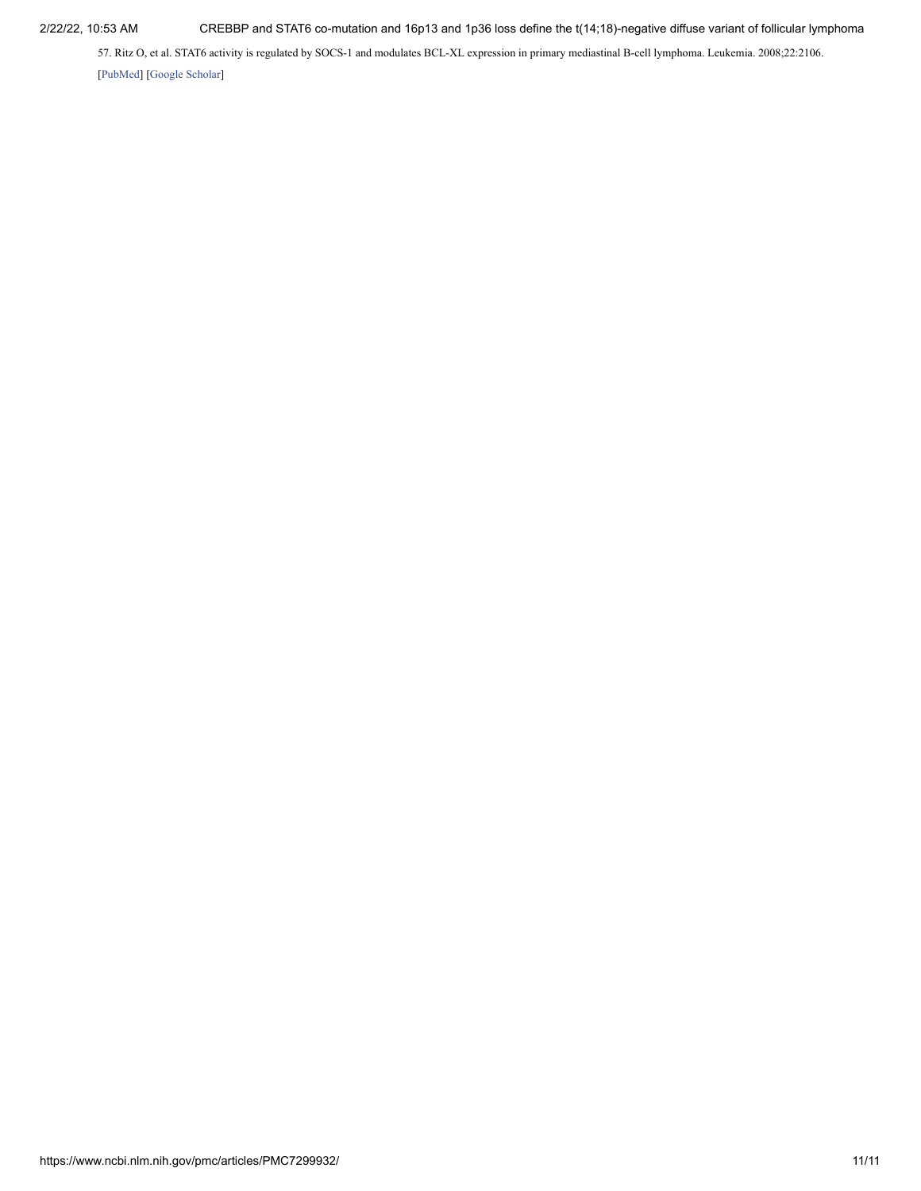57. Ritz O, et al. STAT6 activity is regulated by SOCS-1 and modulates BCL-XL expression in primary mediastinal B-cell lymphoma. Leukemia. 2008;22:2106. [PubMed] [Google Scholar]